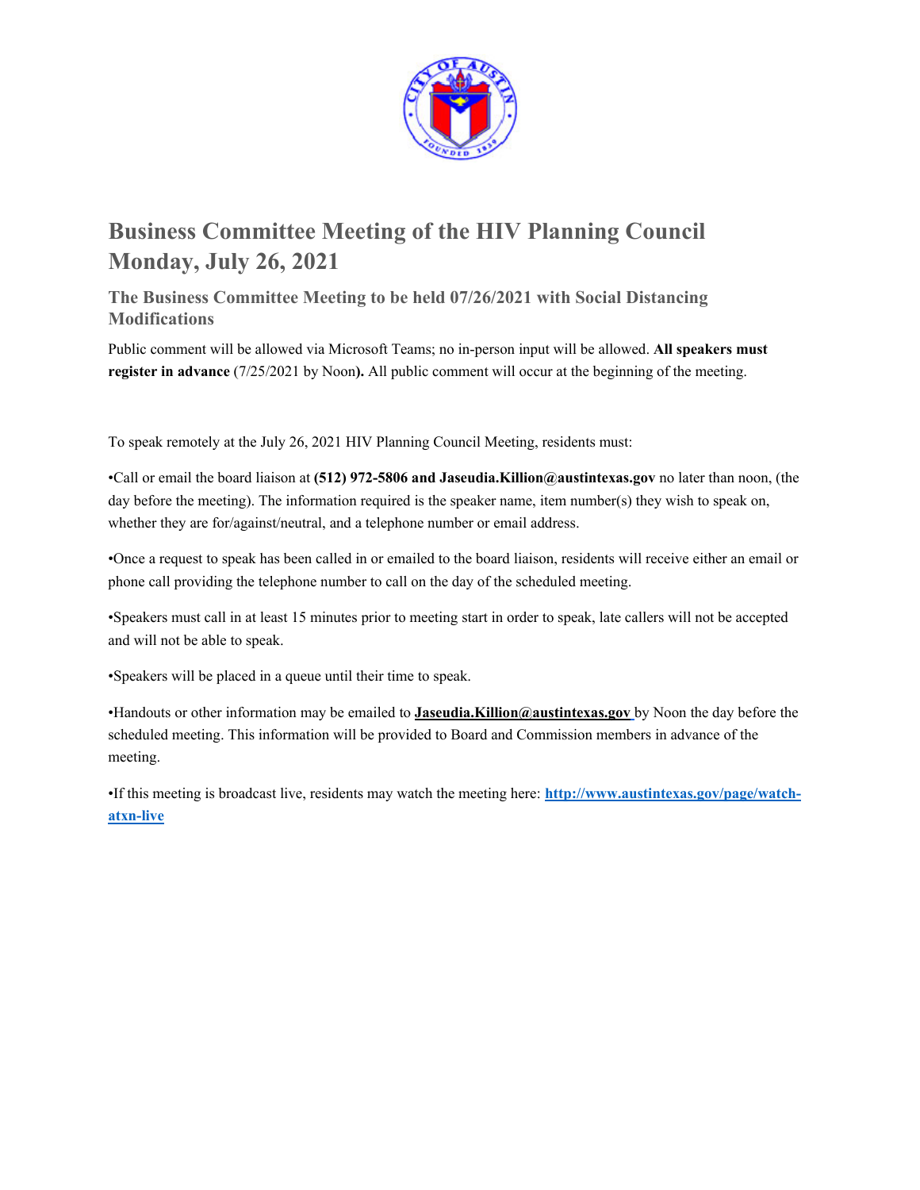# Business Committee Meeting of the HIV Planning Council Monday, July 26, 2021

## The Business Committee Meeting to be held 07/26/2021 with Social Distancing Modifications

Public comment will be allowed via Microsoft Teams; no in-person input will be allowed. **All speakers must register in advance** (7/25/2021 by Noon**).** All public comment will occur at the beginning of the meeting.

To speak remotely at the July 26, 2021 HIV Planning Council Meeting, residents must:

•Call or email the board liaison at **(512) 972-5806 and Jaseudia.Killion@austintexas.gov** no later than noon, (the day before the meeting). The information required is the speaker name, item number(s) they wish to speak on, whether they are for/against/neutral, and a telephone number or email address.

•Once a request to speak has been called in or emailed to the board liaison, residents will receive either an email or phone call providing the telephone number to call on the day of the scheduled meeting.

•Speakers must call in at least 15 minutes prior to meeting start in order to speak, late callers will not be accepted and will not be able to speak.

•Speakers will be placed in a queue until their time to speak.

•Handouts or other information may be emailed to **Jaseudia.Killion@austintexas.gov** by Noon the day before the scheduled meeting. This information will be provided to Board and Commission members in advance of the meeting.

•If this meeting is broadcast live, residents may watch the meeting here: **http://www.austintexas.gov/page/watch-atxn-live**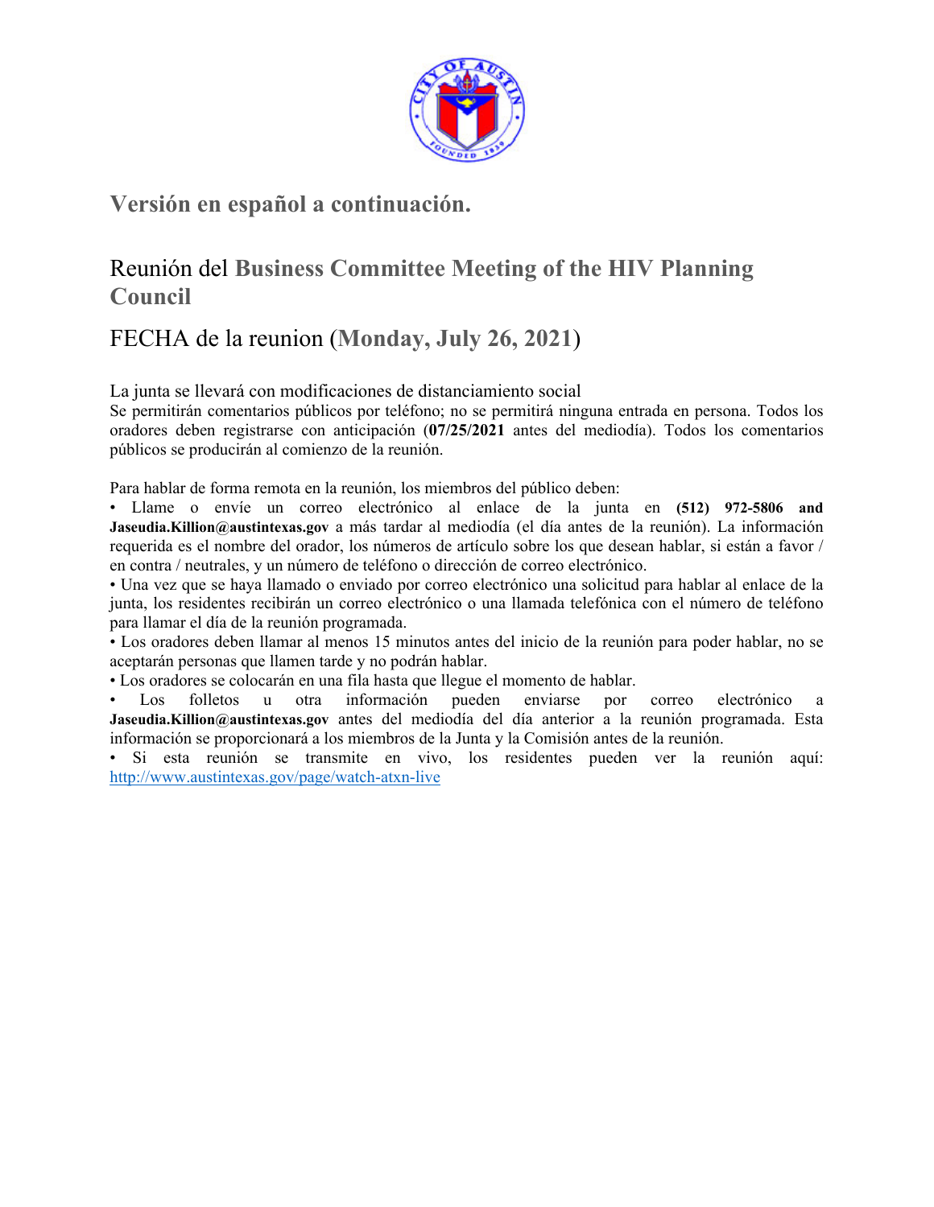## Versión en español a continuación.

## Reunión del **Business Committee Meeting of the HIV Planning Council**

## FECHA de la reunion (**Monday, July 26, 2021**)

La junta se llevará con modificaciones de distanciamiento social

Se permitirán comentarios públicos por teléfono; no se permitirá ninguna entrada en persona. Todos los oradores deben registrarse con anticipación (**07/25/2021** antes del mediodía). Todos los comentarios públicos se producirán al comienzo de la reunión.

Para hablar de forma remota en la reunión, los miembros del público deben:

- Llame o envíe un correo electrónico al enlace de la junta en **(512) 972-5806 and Jaseudia.Killion@austintexas.gov** a más tardar al mediodía (el día antes de la reunión). La información requerida es el nombre del orador, los números de artículo sobre los que desean hablar, si están a favor / en contra / neutrales, y un número de teléfono o dirección de correo electrónico.
- Una vez que se haya llamado o enviado por correo electrónico una solicitud para hablar al enlace de la junta, los residentes recibirán un correo electrónico o una llamada telefónica con el número de teléfono para llamar el día de la reunión programada.
- Los oradores deben llamar al menos 15 minutos antes del inicio de la reunión para poder hablar, no se aceptarán personas que llamen tarde y no podrán hablar.
- Los oradores se colocarán en una fila hasta que llegue el momento de hablar.
- Los folletos u otra información pueden enviarse por correo electrónico a **Jaseudia.Killion@austintexas.gov** antes del mediodía del día anterior a la reunión programada. Esta información se proporcionará a los miembros de la Junta y la Comisión antes de la reunión.
- Si esta reunión se transmite en vivo, los residentes pueden ver la reunión aquí: http://www.austintexas.gov/page/watch-atxn-live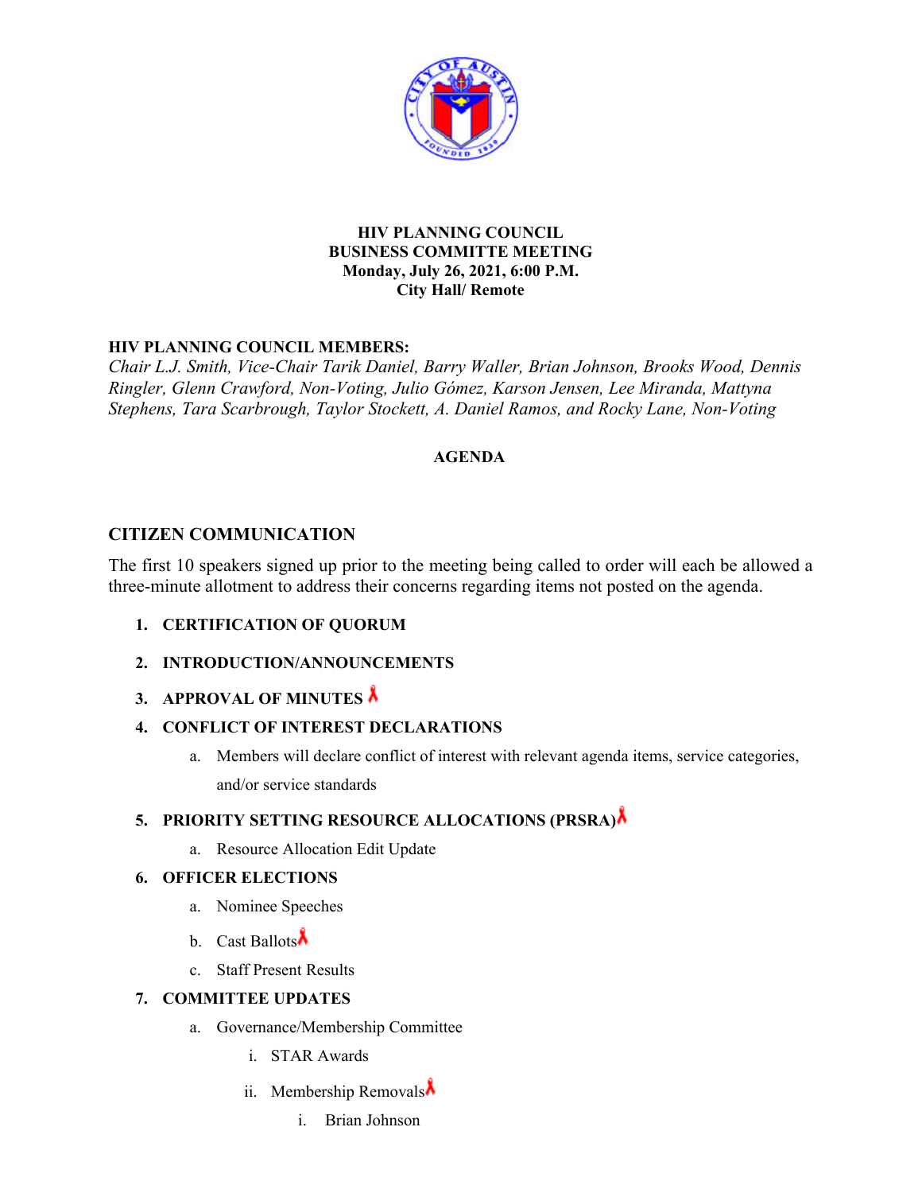**HIV PLANNING COUNCIL**
**BUSINESS COMMITTE MEETING**
**Monday, July 26, 2021, 6:00 P.M.**
**City Hall/ Remote**

**HIV PLANNING COUNCIL MEMBERS:**
*Chair L.J. Smith, Vice-Chair Tarik Daniel, Barry Waller, Brian Johnson, Brooks Wood, Dennis Ringler, Glenn Crawford, Non-Voting, Julio Gómez, Karson Jensen, Lee Miranda, Mattyna Stephens, Tara Scarbrough, Taylor Stockett, A. Daniel Ramos, and Rocky Lane, Non-Voting*

**AGENDA**

## CITIZEN COMMUNICATION

The first 10 speakers signed up prior to the meeting being called to order will each be allowed a three-minute allotment to address their concerns regarding items not posted on the agenda.

1. **CERTIFICATION OF QUORUM**
2. **INTRODUCTION/ANNOUNCEMENTS**
3. **APPROVAL OF MINUTES**
4. **CONFLICT OF INTEREST DECLARATIONS**
   a. Members will declare conflict of interest with relevant agenda items, service categories, and/or service standards
5. **PRIORITY SETTING RESOURCE ALLOCATIONS (PRSRA)**
   a. Resource Allocation Edit Update
6. **OFFICER ELECTIONS**
   a. Nominee Speeches
   b. Cast Ballots
   c. Staff Present Results
7. **COMMITTEE UPDATES**
   a. Governance/Membership Committee
      i. STAR Awards
      ii. Membership Removals
         i. Brian Johnson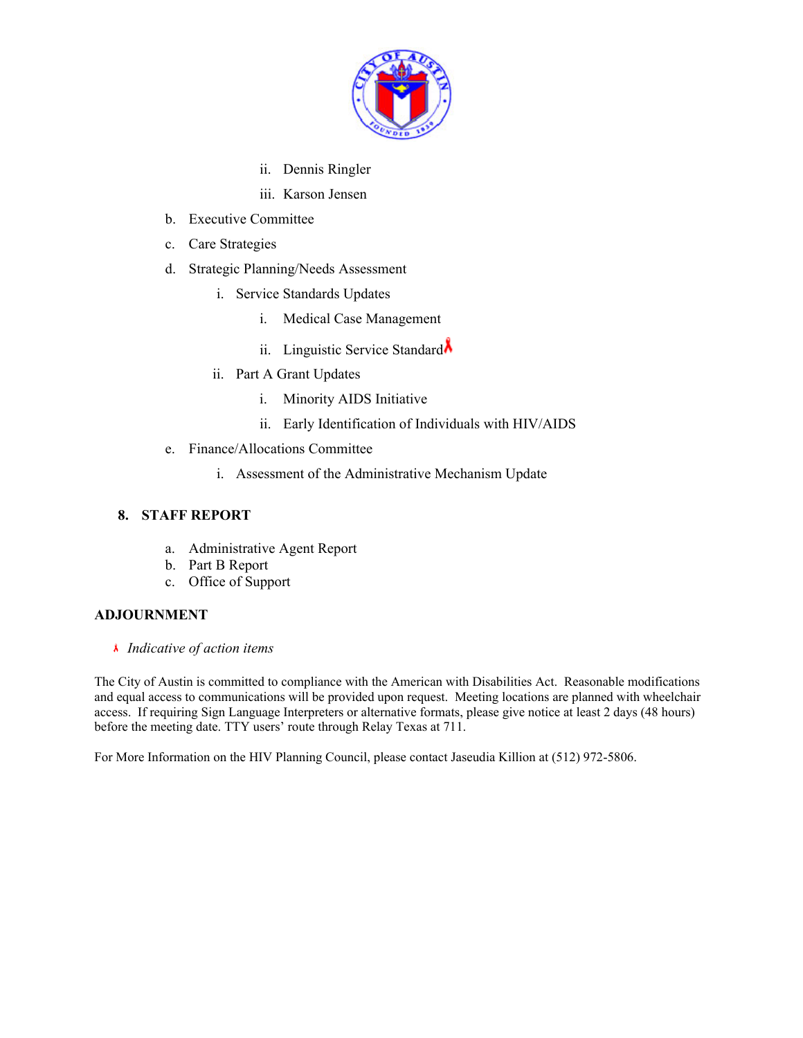ii. Dennis Ringler

iii. Karson Jensen

b. Executive Committee

c. Care Strategies

d. Strategic Planning/Needs Assessment

   i. Service Standards Updates

      i. Medical Case Management

      ii. Linguistic Service Standard

   ii. Part A Grant Updates

      i. Minority AIDS Initiative

      ii. Early Identification of Individuals with HIV/AIDS

e. Finance/Allocations Committee

   i. Assessment of the Administrative Mechanism Update

**8. STAFF REPORT**

a. Administrative Agent Report
b. Part B Report
c. Office of Support

**ADJOURNMENT**

*Indicative of action items*

The City of Austin is committed to compliance with the American with Disabilities Act. Reasonable modifications and equal access to communications will be provided upon request. Meeting locations are planned with wheelchair access. If requiring Sign Language Interpreters or alternative formats, please give notice at least 2 days (48 hours) before the meeting date. TTY users' route through Relay Texas at 711.

For More Information on the HIV Planning Council, please contact Jaseudia Killion at (512) 972-5806.